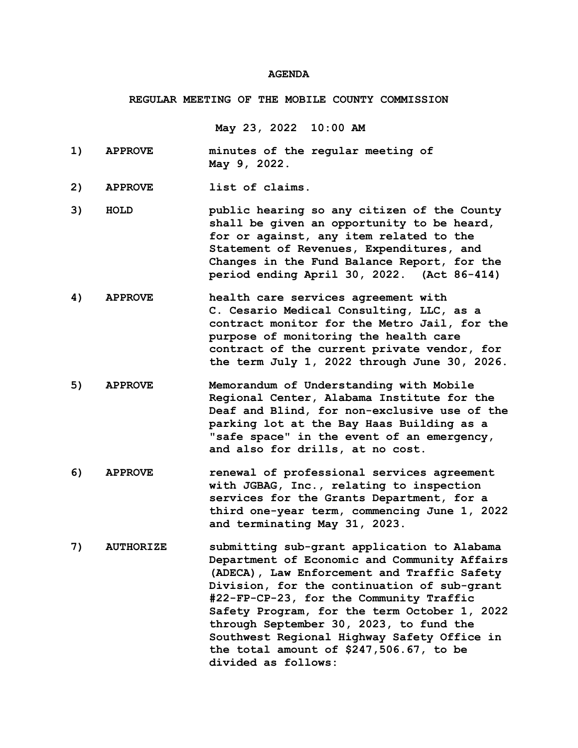# AGENDA

## REGULAR MEETING OF THE MOBILE COUNTY COMMISSION

**May 23, 2022 10:00 AM**

1) **APPROVE** minutes of the regular meeting of May 9, 2022.

2) **APPROVE** list of claims.

3) **HOLD** public hearing so any citizen of the County shall be given an opportunity to be heard, for or against, any item related to the Statement of Revenues, Expenditures, and Changes in the Fund Balance Report, for the period ending April 30, 2022. (Act 86-414)

4) **APPROVE** health care services agreement with C. Cesario Medical Consulting, LLC, as a contract monitor for the Metro Jail, for the purpose of monitoring the health care contract of the current private vendor, for the term July 1, 2022 through June 30, 2026.

5) **APPROVE** Memorandum of Understanding with Mobile Regional Center, Alabama Institute for the Deaf and Blind, for non-exclusive use of the parking lot at the Bay Haas Building as a "safe space" in the event of an emergency, and also for drills, at no cost.

6) **APPROVE** renewal of professional services agreement with JGBAG, Inc., relating to inspection services for the Grants Department, for a third one-year term, commencing June 1, 2022 and terminating May 31, 2023.

7) **AUTHORIZE** submitting sub-grant application to Alabama Department of Economic and Community Affairs (ADECA), Law Enforcement and Traffic Safety Division, for the continuation of sub-grant #22-FP-CP-23, for the Community Traffic Safety Program, for the term October 1, 2022 through September 30, 2023, to fund the Southwest Regional Highway Safety Office in the total amount of $247,506.67, to be divided as follows: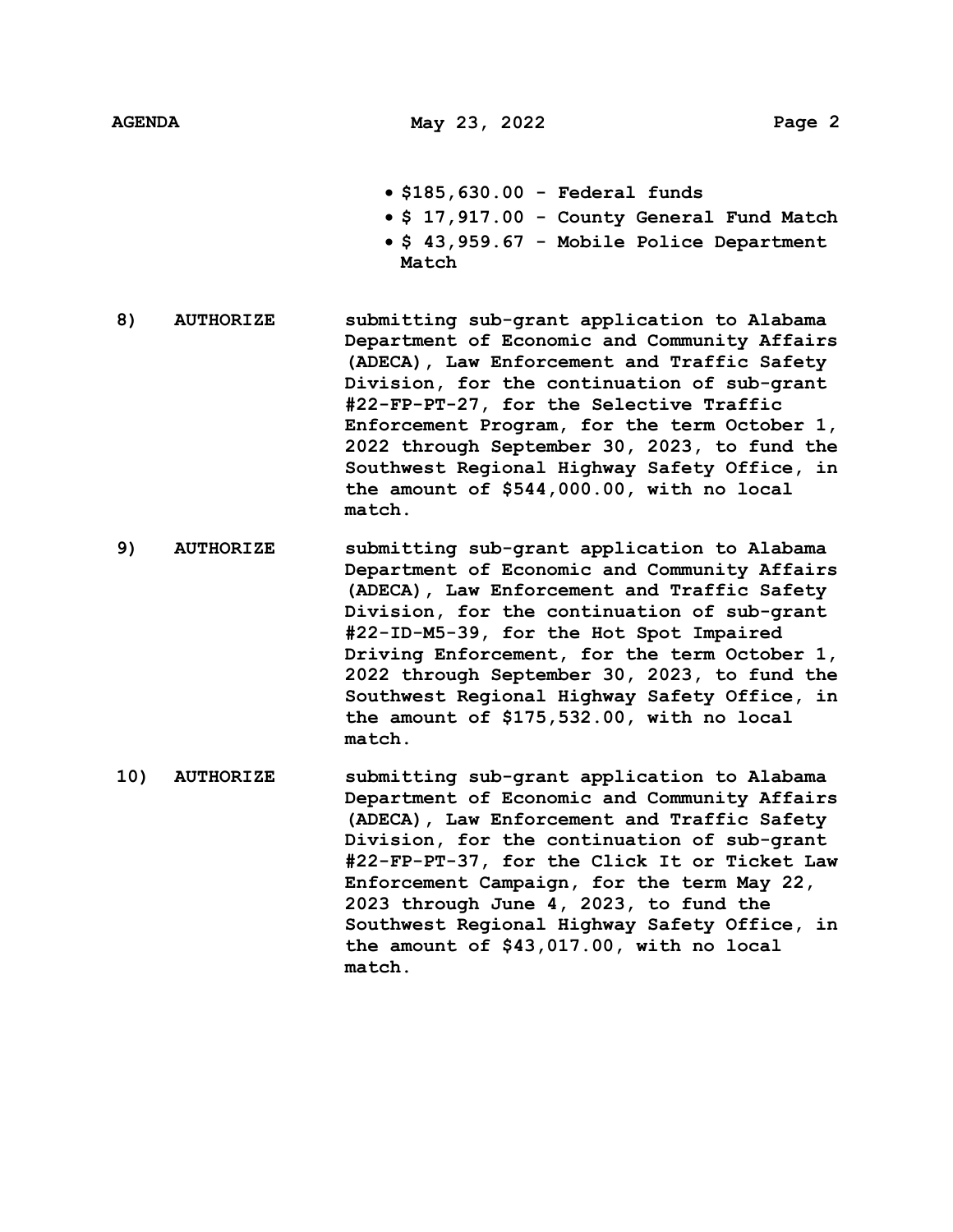- **$185,630.00 - Federal funds**
- **$ 17,917.00 - County General Fund Match**
- **$ 43,959.67 - Mobile Police Department Match**

**8) AUTHORIZE** submitting sub-grant application to Alabama Department of Economic and Community Affairs (ADECA), Law Enforcement and Traffic Safety Division, for the continuation of sub-grant #22-FP-PT-27, for the Selective Traffic Enforcement Program, for the term October 1, 2022 through September 30, 2023, to fund the Southwest Regional Highway Safety Office, in the amount of $544,000.00, with no local match.

**9) AUTHORIZE** submitting sub-grant application to Alabama Department of Economic and Community Affairs (ADECA), Law Enforcement and Traffic Safety Division, for the continuation of sub-grant #22-ID-M5-39, for the Hot Spot Impaired Driving Enforcement, for the term October 1, 2022 through September 30, 2023, to fund the Southwest Regional Highway Safety Office, in the amount of $175,532.00, with no local match.

**10) AUTHORIZE** submitting sub-grant application to Alabama Department of Economic and Community Affairs (ADECA), Law Enforcement and Traffic Safety Division, for the continuation of sub-grant #22-FP-PT-37, for the Click It or Ticket Law Enforcement Campaign, for the term May 22, 2023 through June 4, 2023, to fund the Southwest Regional Highway Safety Office, in the amount of $43,017.00, with no local match.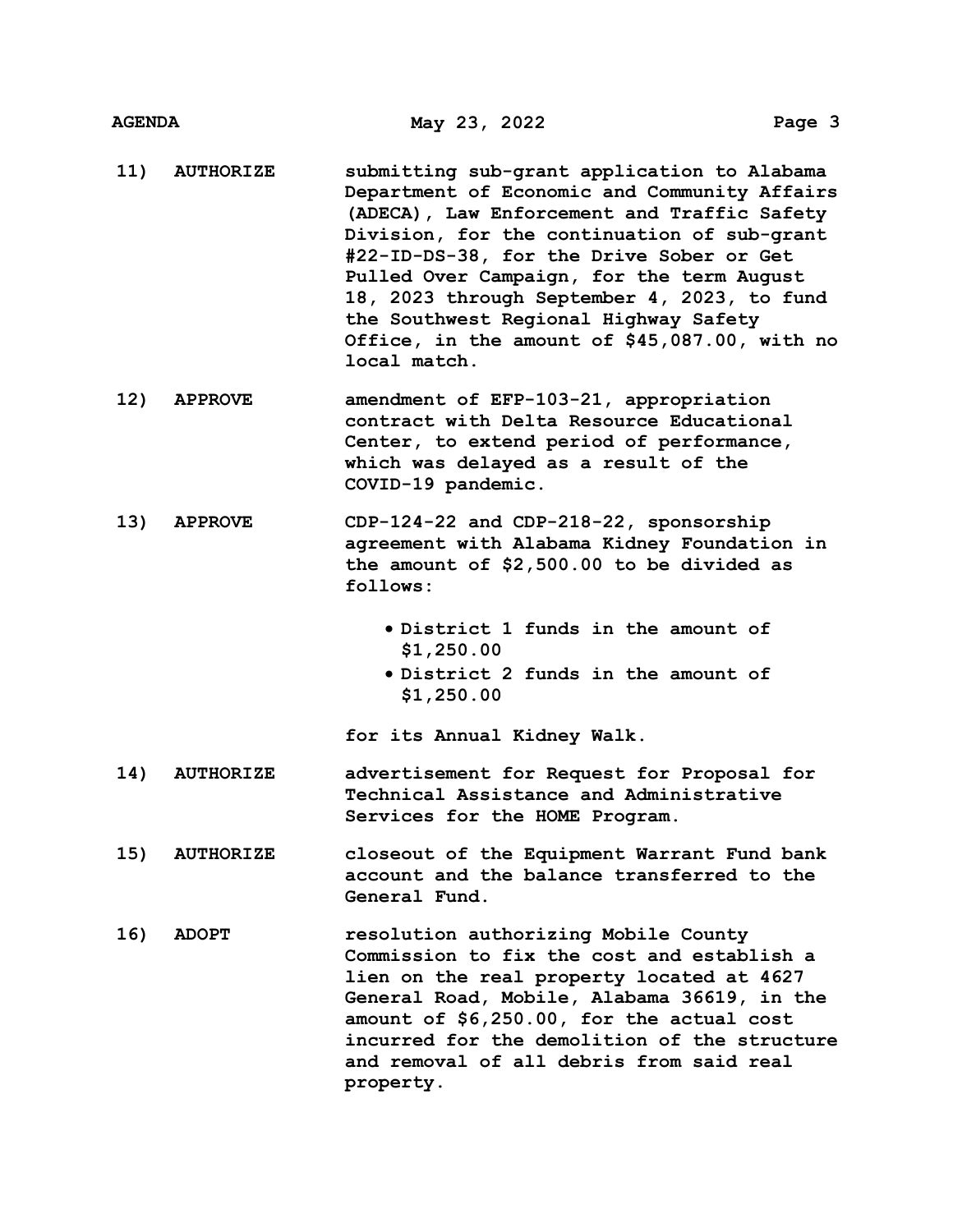11) **AUTHORIZE** submitting sub-grant application to Alabama Department of Economic and Community Affairs (ADECA), Law Enforcement and Traffic Safety Division, for the continuation of sub-grant #22-ID-DS-38, for the Drive Sober or Get Pulled Over Campaign, for the term August 18, 2023 through September 4, 2023, to fund the Southwest Regional Highway Safety Office, in the amount of $45,087.00, with no local match.

12) **APPROVE** amendment of EFP-103-21, appropriation contract with Delta Resource Educational Center, to extend period of performance, which was delayed as a result of the COVID-19 pandemic.

13) **APPROVE** CDP-124-22 and CDP-218-22, sponsorship agreement with Alabama Kidney Foundation in the amount of $2,500.00 to be divided as follows:

- District 1 funds in the amount of $1,250.00
- District 2 funds in the amount of $1,250.00

for its Annual Kidney Walk.

14) **AUTHORIZE** advertisement for Request for Proposal for Technical Assistance and Administrative Services for the HOME Program.

15) **AUTHORIZE** closeout of the Equipment Warrant Fund bank account and the balance transferred to the General Fund.

16) **ADOPT** resolution authorizing Mobile County Commission to fix the cost and establish a lien on the real property located at 4627 General Road, Mobile, Alabama 36619, in the amount of $6,250.00, for the actual cost incurred for the demolition of the structure and removal of all debris from said real property.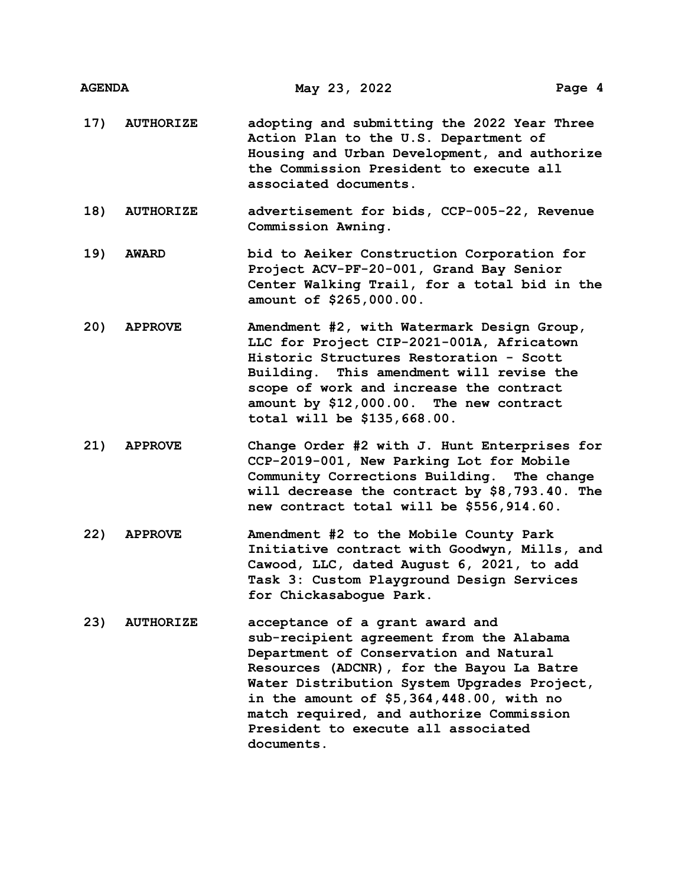**17) AUTHORIZE** adopting and submitting the 2022 Year Three Action Plan to the U.S. Department of Housing and Urban Development, and authorize the Commission President to execute all associated documents.

**18) AUTHORIZE** advertisement for bids, CCP-005-22, Revenue Commission Awning.

**19) AWARD** bid to Aeiker Construction Corporation for Project ACV-PF-20-001, Grand Bay Senior Center Walking Trail, for a total bid in the amount of $265,000.00.

**20) APPROVE** Amendment #2, with Watermark Design Group, LLC for Project CIP-2021-001A, Africatown Historic Structures Restoration - Scott Building. This amendment will revise the scope of work and increase the contract amount by $12,000.00. The new contract total will be $135,668.00.

**21) APPROVE** Change Order #2 with J. Hunt Enterprises for CCP-2019-001, New Parking Lot for Mobile Community Corrections Building. The change will decrease the contract by $8,793.40. The new contract total will be $556,914.60.

**22) APPROVE** Amendment #2 to the Mobile County Park Initiative contract with Goodwyn, Mills, and Cawood, LLC, dated August 6, 2021, to add Task 3: Custom Playground Design Services for Chickasabogue Park.

**23) AUTHORIZE** acceptance of a grant award and sub-recipient agreement from the Alabama Department of Conservation and Natural Resources (ADCNR), for the Bayou La Batre Water Distribution System Upgrades Project, in the amount of $5,364,448.00, with no match required, and authorize Commission President to execute all associated documents.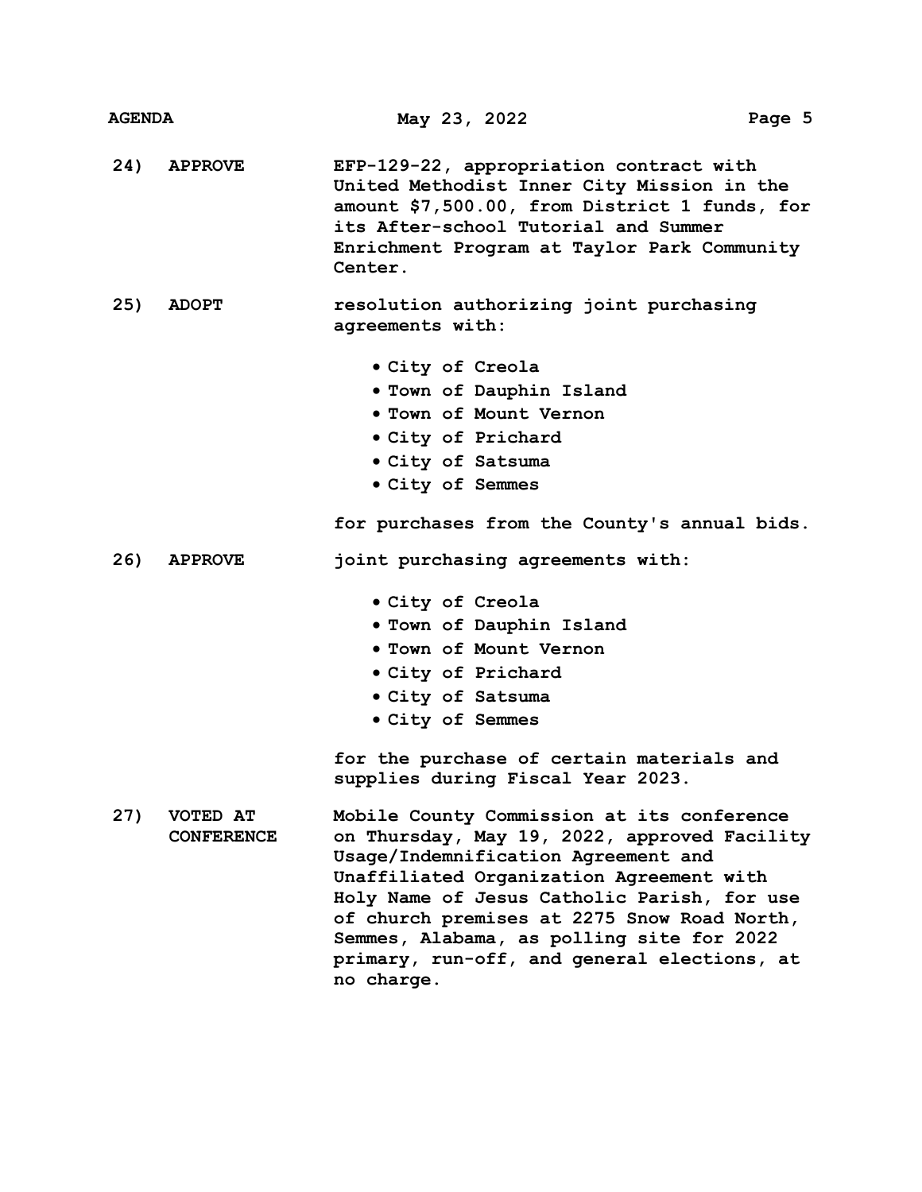**24) APPROVE** EFP-129-22, appropriation contract with United Methodist Inner City Mission in the amount $7,500.00, from District 1 funds, for its After-school Tutorial and Summer Enrichment Program at Taylor Park Community Center.

**25) ADOPT** resolution authorizing joint purchasing agreements with:

- City of Creola
- Town of Dauphin Island
- Town of Mount Vernon
- City of Prichard
- City of Satsuma
- City of Semmes

for purchases from the County's annual bids.

**26) APPROVE** joint purchasing agreements with:

- City of Creola
- Town of Dauphin Island
- Town of Mount Vernon
- City of Prichard
- City of Satsuma
- City of Semmes

for the purchase of certain materials and supplies during Fiscal Year 2023.

**27) VOTED AT CONFERENCE** Mobile County Commission at its conference on Thursday, May 19, 2022, approved Facility Usage/Indemnification Agreement and Unaffiliated Organization Agreement with Holy Name of Jesus Catholic Parish, for use of church premises at 2275 Snow Road North, Semmes, Alabama, as polling site for 2022 primary, run-off, and general elections, at no charge.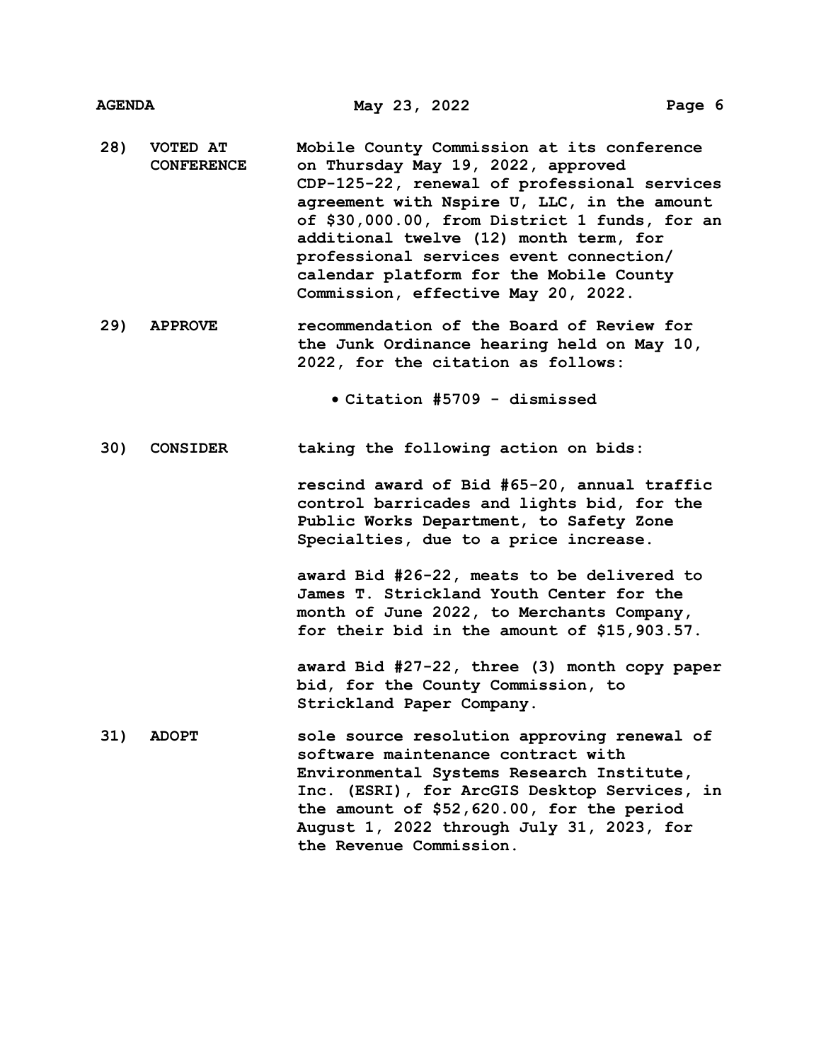**28) VOTED AT CONFERENCE** Mobile County Commission at its conference on Thursday May 19, 2022, approved CDP-125-22, renewal of professional services agreement with Nspire U, LLC, in the amount of $30,000.00, from District 1 funds, for an additional twelve (12) month term, for professional services event connection/ calendar platform for the Mobile County Commission, effective May 20, 2022.

**29) APPROVE** recommendation of the Board of Review for the Junk Ordinance hearing held on May 10, 2022, for the citation as follows:

- Citation #5709 - dismissed

**30) CONSIDER** taking the following action on bids:

rescind award of Bid #65-20, annual traffic control barricades and lights bid, for the Public Works Department, to Safety Zone Specialties, due to a price increase.

award Bid #26-22, meats to be delivered to James T. Strickland Youth Center for the month of June 2022, to Merchants Company, for their bid in the amount of $15,903.57.

award Bid #27-22, three (3) month copy paper bid, for the County Commission, to Strickland Paper Company.

**31) ADOPT** sole source resolution approving renewal of software maintenance contract with Environmental Systems Research Institute, Inc. (ESRI), for ArcGIS Desktop Services, in the amount of $52,620.00, for the period August 1, 2022 through July 31, 2023, for the Revenue Commission.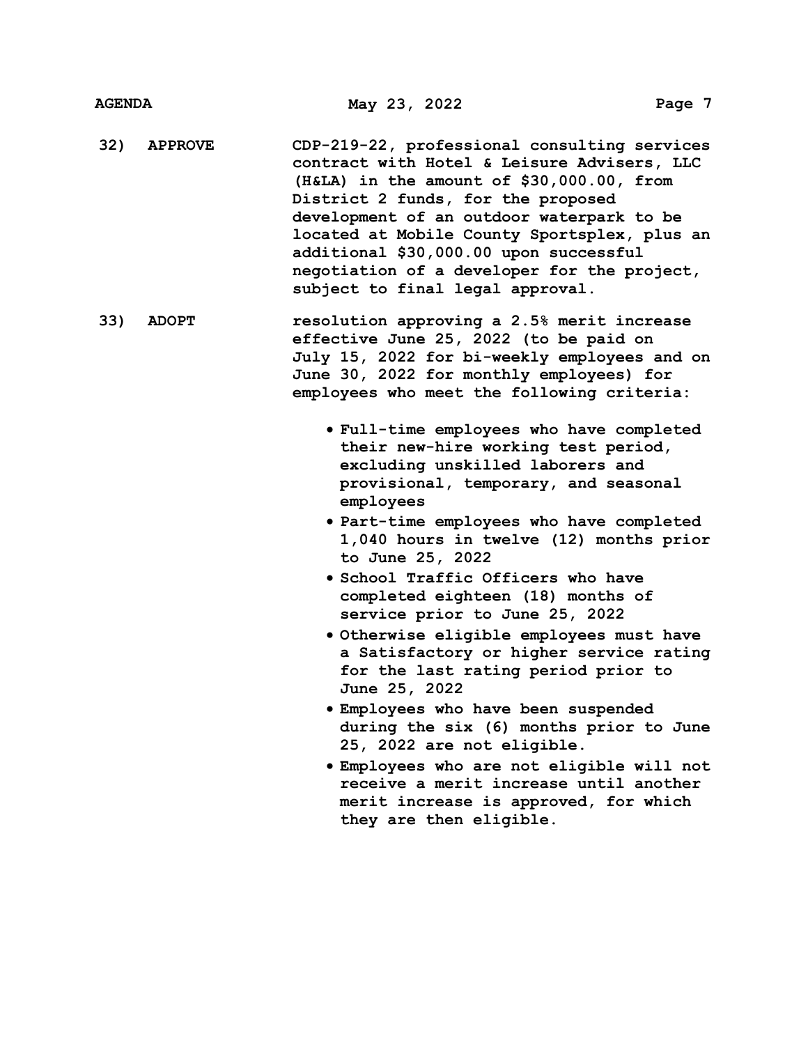**32) APPROVE** CDP-219-22, professional consulting services contract with Hotel & Leisure Advisers, LLC (H&LA) in the amount of $30,000.00, from District 2 funds, for the proposed development of an outdoor waterpark to be located at Mobile County Sportsplex, plus an additional $30,000.00 upon successful negotiation of a developer for the project, subject to final legal approval.

**33) ADOPT** resolution approving a 2.5% merit increase effective June 25, 2022 (to be paid on July 15, 2022 for bi-weekly employees and on June 30, 2022 for monthly employees) for employees who meet the following criteria:

- Full-time employees who have completed their new-hire working test period, excluding unskilled laborers and provisional, temporary, and seasonal employees
- Part-time employees who have completed 1,040 hours in twelve (12) months prior to June 25, 2022
- School Traffic Officers who have completed eighteen (18) months of service prior to June 25, 2022
- Otherwise eligible employees must have a Satisfactory or higher service rating for the last rating period prior to June 25, 2022
- Employees who have been suspended during the six (6) months prior to June 25, 2022 are not eligible.
- Employees who are not eligible will not receive a merit increase until another merit increase is approved, for which they are then eligible.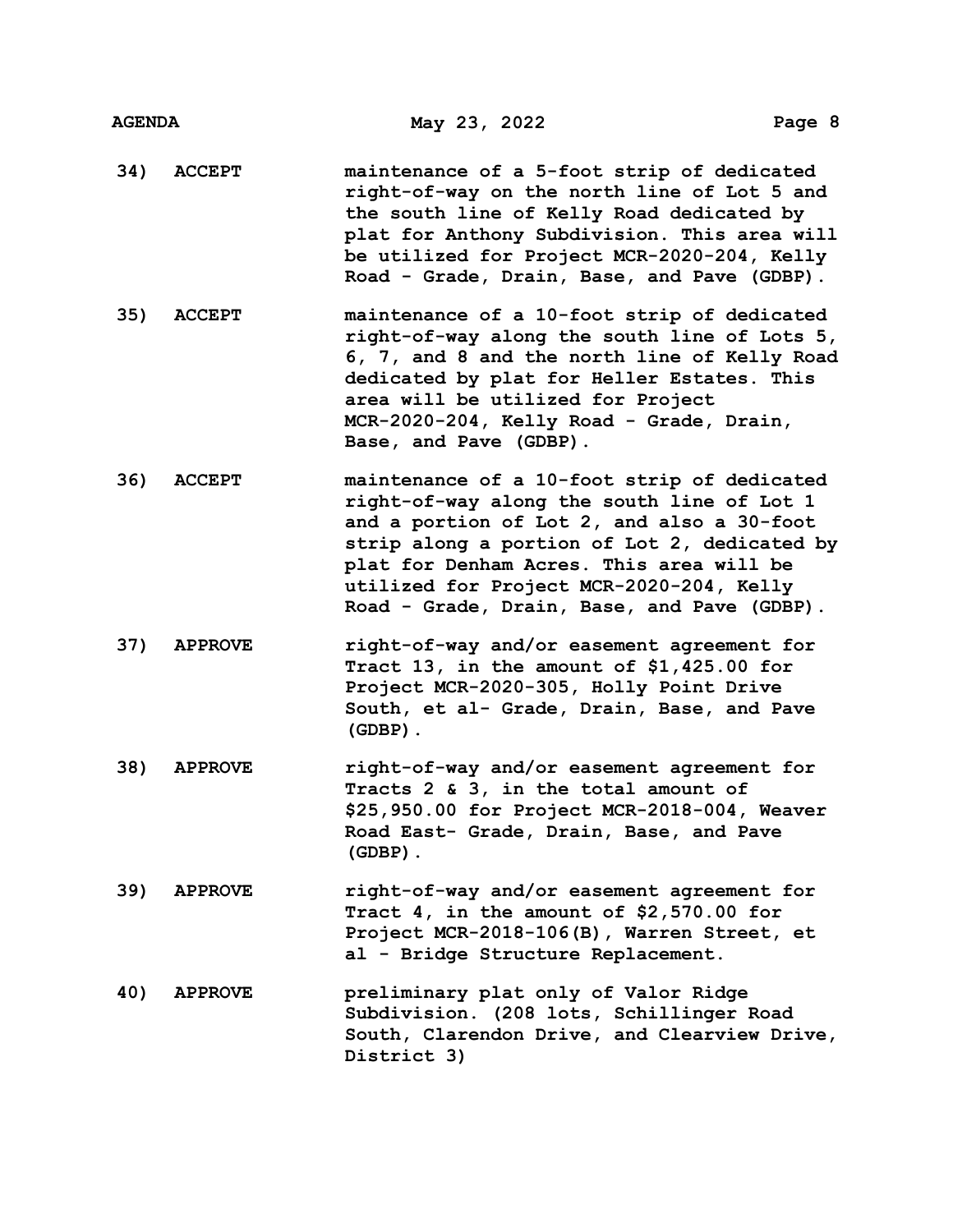**34) ACCEPT** maintenance of a 5-foot strip of dedicated right-of-way on the north line of Lot 5 and the south line of Kelly Road dedicated by plat for Anthony Subdivision. This area will be utilized for Project MCR-2020-204, Kelly Road - Grade, Drain, Base, and Pave (GDBP).

**35) ACCEPT** maintenance of a 10-foot strip of dedicated right-of-way along the south line of Lots 5, 6, 7, and 8 and the north line of Kelly Road dedicated by plat for Heller Estates. This area will be utilized for Project MCR-2020-204, Kelly Road - Grade, Drain, Base, and Pave (GDBP).

**36) ACCEPT** maintenance of a 10-foot strip of dedicated right-of-way along the south line of Lot 1 and a portion of Lot 2, and also a 30-foot strip along a portion of Lot 2, dedicated by plat for Denham Acres. This area will be utilized for Project MCR-2020-204, Kelly Road - Grade, Drain, Base, and Pave (GDBP).

**37) APPROVE** right-of-way and/or easement agreement for Tract 13, in the amount of $1,425.00 for Project MCR-2020-305, Holly Point Drive South, et al- Grade, Drain, Base, and Pave (GDBP).

**38) APPROVE** right-of-way and/or easement agreement for Tracts 2 & 3, in the total amount of $25,950.00 for Project MCR-2018-004, Weaver Road East- Grade, Drain, Base, and Pave (GDBP).

**39) APPROVE** right-of-way and/or easement agreement for Tract 4, in the amount of $2,570.00 for Project MCR-2018-106(B), Warren Street, et al - Bridge Structure Replacement.

**40) APPROVE** preliminary plat only of Valor Ridge Subdivision. (208 lots, Schillinger Road South, Clarendon Drive, and Clearview Drive, District 3)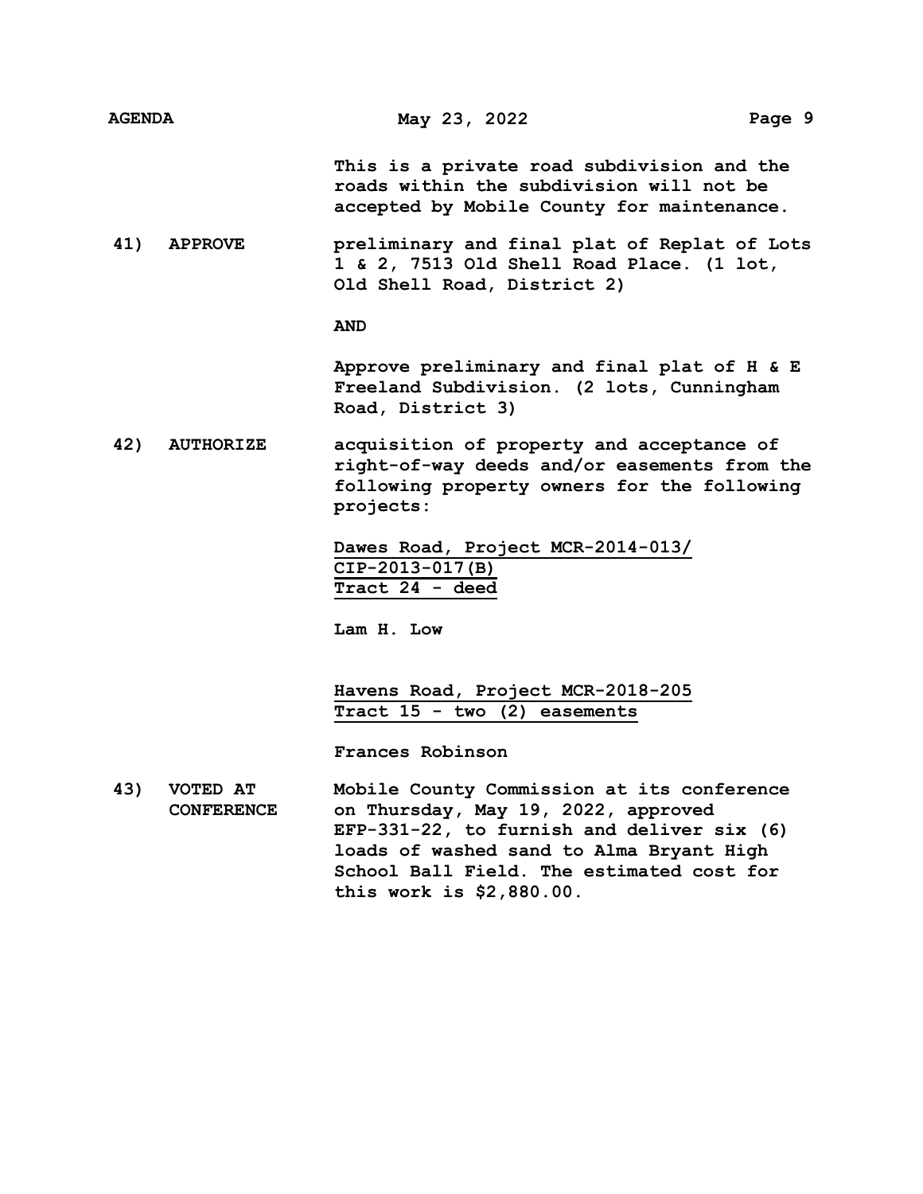**This is a private road subdivision and the roads within the subdivision will not be accepted by Mobile County for maintenance.**

**41) APPROVE** **preliminary and final plat of Replat of Lots 1 & 2, 7513 Old Shell Road Place. (1 lot, Old Shell Road, District 2)**

**AND**

**Approve preliminary and final plat of H & E Freeland Subdivision. (2 lots, Cunningham Road, District 3)**

**42) AUTHORIZE** **acquisition of property and acceptance of right-of-way deeds and/or easements from the following property owners for the following projects:**

<u>**Dawes Road, Project MCR-2014-013/ CIP-2013-017(B)**</u>
<u>**Tract 24 - deed**</u>

**Lam H. Low**

<u>**Havens Road, Project MCR-2018-205**</u>
<u>**Tract 15 - two (2) easements**</u>

**Frances Robinson**

**43) VOTED AT CONFERENCE** **Mobile County Commission at its conference on Thursday, May 19, 2022, approved EFP-331-22, to furnish and deliver six (6) loads of washed sand to Alma Bryant High School Ball Field. The estimated cost for this work is $2,880.00.**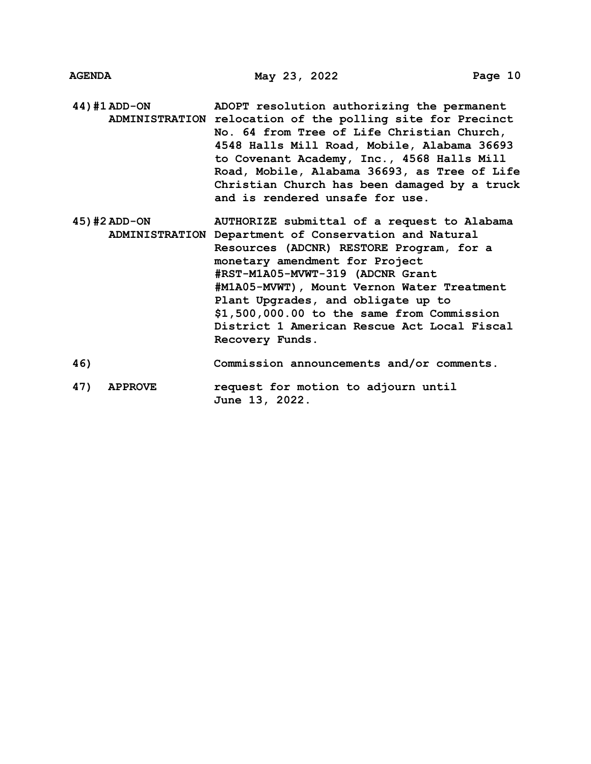**44)#1 ADD-ON ADMINISTRATION** **ADOPT resolution authorizing the permanent relocation of the polling site for Precinct No. 64 from Tree of Life Christian Church, 4548 Halls Mill Road, Mobile, Alabama 36693 to Covenant Academy, Inc., 4568 Halls Mill Road, Mobile, Alabama 36693, as Tree of Life Christian Church has been damaged by a truck and is rendered unsafe for use.**

**45)#2 ADD-ON ADMINISTRATION** **AUTHORIZE submittal of a request to Alabama Department of Conservation and Natural Resources (ADCNR) RESTORE Program, for a monetary amendment for Project #RST-M1A05-MVWT-319 (ADCNR Grant #M1A05-MVWT), Mount Vernon Water Treatment Plant Upgrades, and obligate up to $1,500,000.00 to the same from Commission District 1 American Rescue Act Local Fiscal Recovery Funds.**

**46)** **Commission announcements and/or comments.**

**47) APPROVE** **request for motion to adjourn until June 13, 2022.**